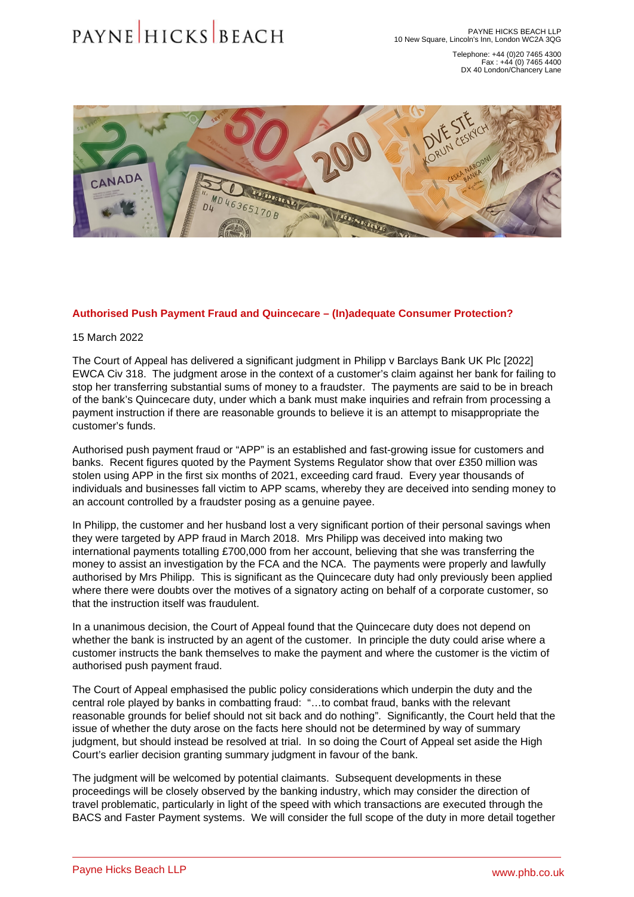PAYNE HICKS BEACH LLP
10 New Square, Lincoln's Inn, London WC2A 3QG

Telephone: +44 (0)20 7465 4300
Fax : +44 (0) 7465 4400
DX 40 London/Chancery Lane

## Authorised Push Payment Fraud and Quincecare – (In)adequate Consumer Protection?

15 March 2022

The Court of Appeal has delivered a significant judgment in Philipp v Barclays Bank UK Plc [2022] EWCA Civ 318. The judgment arose in the context of a customer's claim against her bank for failing to stop her transferring substantial sums of money to a fraudster. The payments are said to be in breach of the bank's Quincecare duty, under which a bank must make inquiries and refrain from processing a payment instruction if there are reasonable grounds to believe it is an attempt to misappropriate the customer's funds.

Authorised push payment fraud or "APP" is an established and fast-growing issue for customers and banks. Recent figures quoted by the Payment Systems Regulator show that over £350 million was stolen using APP in the first six months of 2021, exceeding card fraud. Every year thousands of individuals and businesses fall victim to APP scams, whereby they are deceived into sending money to an account controlled by a fraudster posing as a genuine payee.

In Philipp, the customer and her husband lost a very significant portion of their personal savings when they were targeted by APP fraud in March 2018. Mrs Philipp was deceived into making two international payments totalling £700,000 from her account, believing that she was transferring the money to assist an investigation by the FCA and the NCA. The payments were properly and lawfully authorised by Mrs Philipp. This is significant as the Quincecare duty had only previously been applied where there were doubts over the motives of a signatory acting on behalf of a corporate customer, so that the instruction itself was fraudulent.

In a unanimous decision, the Court of Appeal found that the Quincecare duty does not depend on whether the bank is instructed by an agent of the customer. In principle the duty could arise where a customer instructs the bank themselves to make the payment and where the customer is the victim of authorised push payment fraud.

The Court of Appeal emphasised the public policy considerations which underpin the duty and the central role played by banks in combatting fraud: "…to combat fraud, banks with the relevant reasonable grounds for belief should not sit back and do nothing". Significantly, the Court held that the issue of whether the duty arose on the facts here should not be determined by way of summary judgment, but should instead be resolved at trial. In so doing the Court of Appeal set aside the High Court's earlier decision granting summary judgment in favour of the bank.

The judgment will be welcomed by potential claimants. Subsequent developments in these proceedings will be closely observed by the banking industry, which may consider the direction of travel problematic, particularly in light of the speed with which transactions are executed through the BACS and Faster Payment systems. We will consider the full scope of the duty in more detail together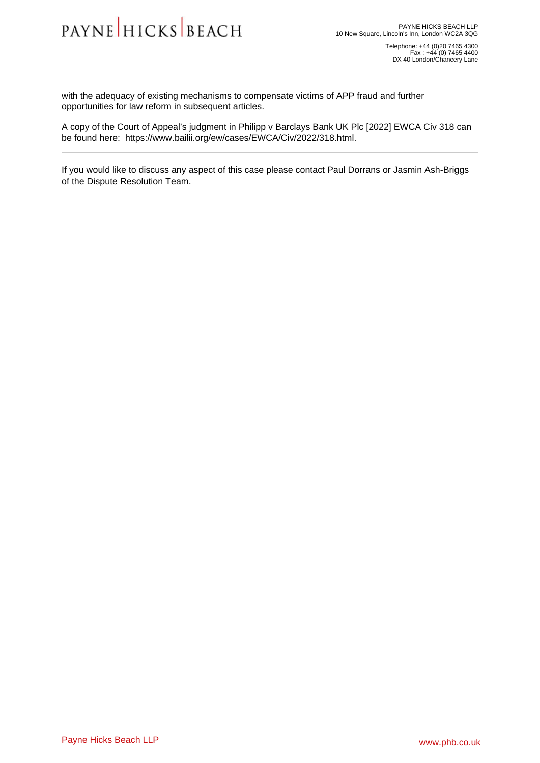with the adequacy of existing mechanisms to compensate victims of APP fraud and further opportunities for law reform in subsequent articles.

A copy of the Court of Appeal's judgment in Philipp v Barclays Bank UK Plc [2022] EWCA Civ 318 can be found here: https://www.bailii.org/ew/cases/EWCA/Civ/2022/318.html.

---

If you would like to discuss any aspect of this case please contact Paul Dorrans or Jasmin Ash-Briggs of the Dispute Resolution Team.

---